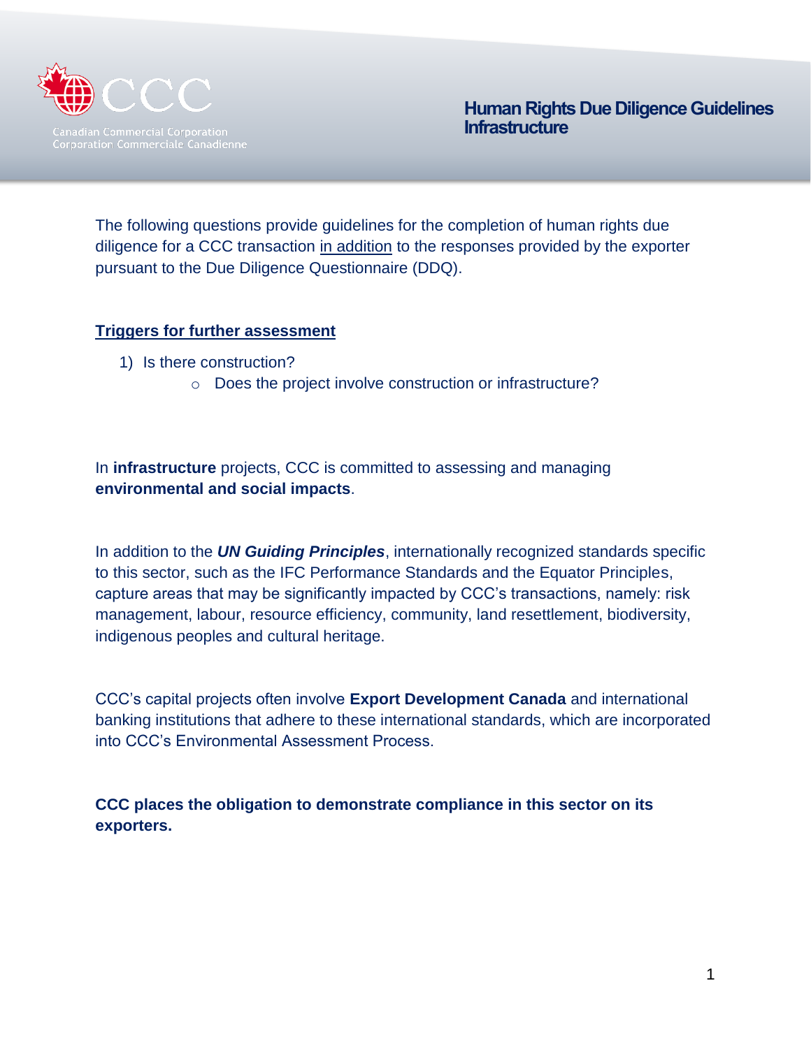Canadian Commercial Corporation
Corporation Commerciale Canadienne

# Human Rights Due Diligence Guidelines Infrastructure

The following questions provide guidelines for the completion of human rights due diligence for a CCC transaction in addition to the responses provided by the exporter pursuant to the Due Diligence Questionnaire (DDQ).

## Triggers for further assessment

1) Is there construction?
   - Does the project involve construction or infrastructure?

In **infrastructure** projects, CCC is committed to assessing and managing **environmental and social impacts**.

In addition to the ***UN Guiding Principles***, internationally recognized standards specific to this sector, such as the IFC Performance Standards and the Equator Principles, capture areas that may be significantly impacted by CCC's transactions, namely: risk management, labour, resource efficiency, community, land resettlement, biodiversity, indigenous peoples and cultural heritage.

CCC's capital projects often involve **Export Development Canada** and international banking institutions that adhere to these international standards, which are incorporated into CCC's Environmental Assessment Process.

**CCC places the obligation to demonstrate compliance in this sector on its exporters.**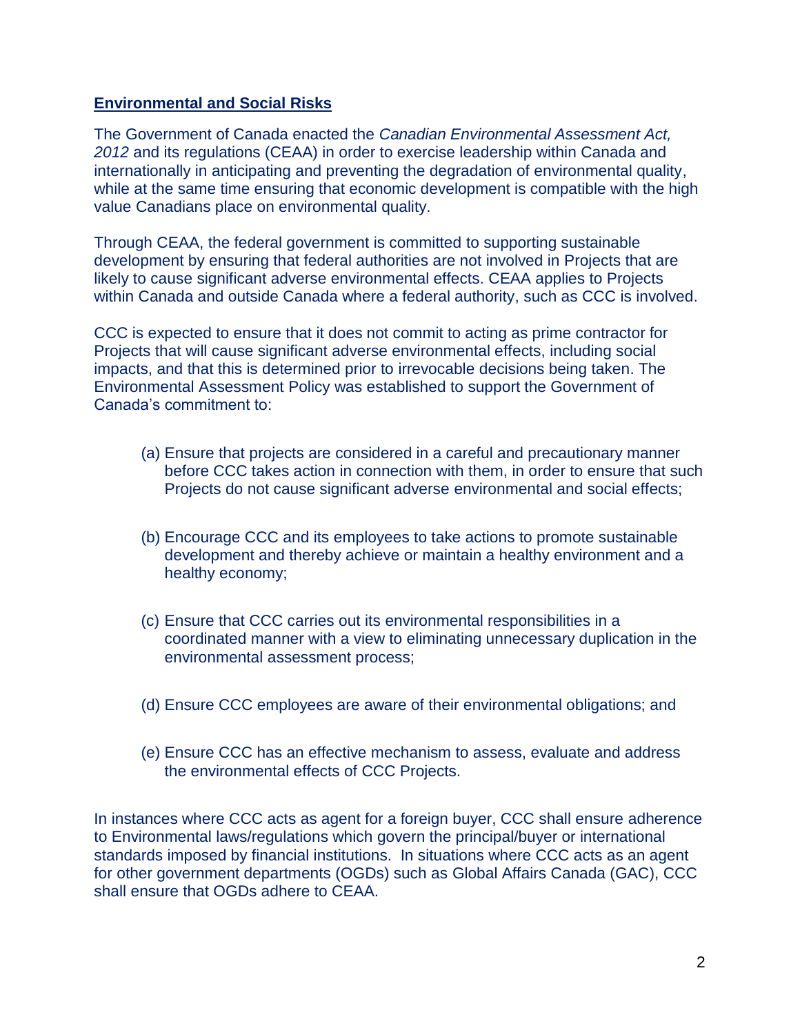## **Environmental and Social Risks**

The Government of Canada enacted the *Canadian Environmental Assessment Act, 2012* and its regulations (CEAA) in order to exercise leadership within Canada and internationally in anticipating and preventing the degradation of environmental quality, while at the same time ensuring that economic development is compatible with the high value Canadians place on environmental quality.

Through CEAA, the federal government is committed to supporting sustainable development by ensuring that federal authorities are not involved in Projects that are likely to cause significant adverse environmental effects. CEAA applies to Projects within Canada and outside Canada where a federal authority, such as CCC is involved.

CCC is expected to ensure that it does not commit to acting as prime contractor for Projects that will cause significant adverse environmental effects, including social impacts, and that this is determined prior to irrevocable decisions being taken. The Environmental Assessment Policy was established to support the Government of Canada's commitment to:

(a) Ensure that projects are considered in a careful and precautionary manner before CCC takes action in connection with them, in order to ensure that such Projects do not cause significant adverse environmental and social effects;

(b) Encourage CCC and its employees to take actions to promote sustainable development and thereby achieve or maintain a healthy environment and a healthy economy;

(c) Ensure that CCC carries out its environmental responsibilities in a coordinated manner with a view to eliminating unnecessary duplication in the environmental assessment process;

(d) Ensure CCC employees are aware of their environmental obligations; and

(e) Ensure CCC has an effective mechanism to assess, evaluate and address the environmental effects of CCC Projects.

In instances where CCC acts as agent for a foreign buyer, CCC shall ensure adherence to Environmental laws/regulations which govern the principal/buyer or international standards imposed by financial institutions. In situations where CCC acts as an agent for other government departments (OGDs) such as Global Affairs Canada (GAC), CCC shall ensure that OGDs adhere to CEAA.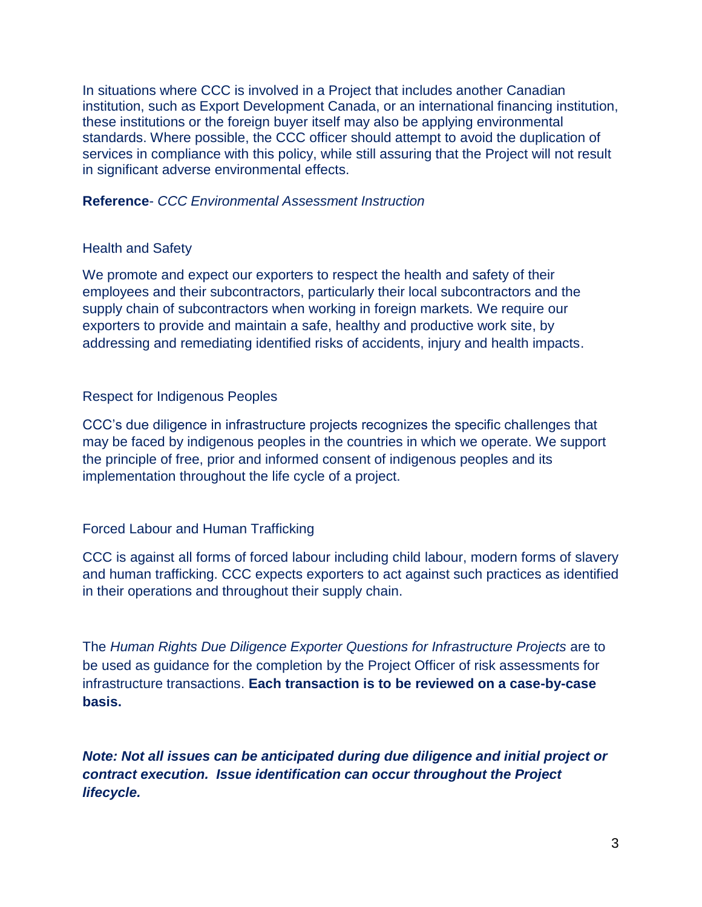In situations where CCC is involved in a Project that includes another Canadian institution, such as Export Development Canada, or an international financing institution, these institutions or the foreign buyer itself may also be applying environmental standards. Where possible, the CCC officer should attempt to avoid the duplication of services in compliance with this policy, while still assuring that the Project will not result in significant adverse environmental effects.

**Reference**- *CCC Environmental Assessment Instruction*

## Health and Safety

We promote and expect our exporters to respect the health and safety of their employees and their subcontractors, particularly their local subcontractors and the supply chain of subcontractors when working in foreign markets. We require our exporters to provide and maintain a safe, healthy and productive work site, by addressing and remediating identified risks of accidents, injury and health impacts.

## Respect for Indigenous Peoples

CCC's due diligence in infrastructure projects recognizes the specific challenges that may be faced by indigenous peoples in the countries in which we operate. We support the principle of free, prior and informed consent of indigenous peoples and its implementation throughout the life cycle of a project.

## Forced Labour and Human Trafficking

CCC is against all forms of forced labour including child labour, modern forms of slavery and human trafficking. CCC expects exporters to act against such practices as identified in their operations and throughout their supply chain.

The *Human Rights Due Diligence Exporter Questions for Infrastructure Projects* are to be used as guidance for the completion by the Project Officer of risk assessments for infrastructure transactions. **Each transaction is to be reviewed on a case-by-case basis.**

***Note: Not all issues can be anticipated during due diligence and initial project or contract execution. Issue identification can occur throughout the Project lifecycle.***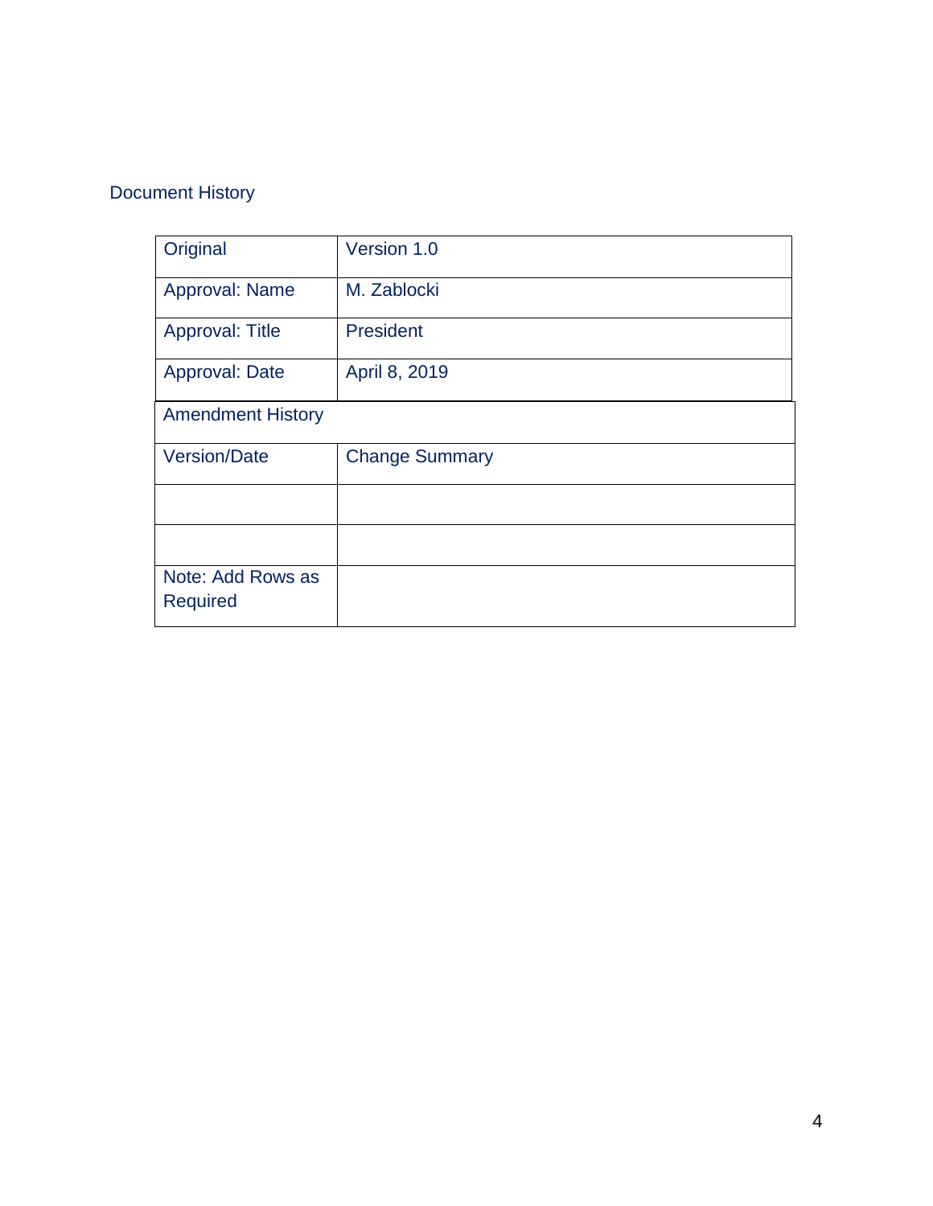## Document History

| | |
|---|---|
| Original | Version 1.0 |
| Approval: Name | M. Zablocki |
| Approval: Title | President |
| Approval: Date | April 8, 2019 |
| Amendment History | |
| Version/Date | Change Summary |
| | |
| | |
| Note: Add Rows as Required | |